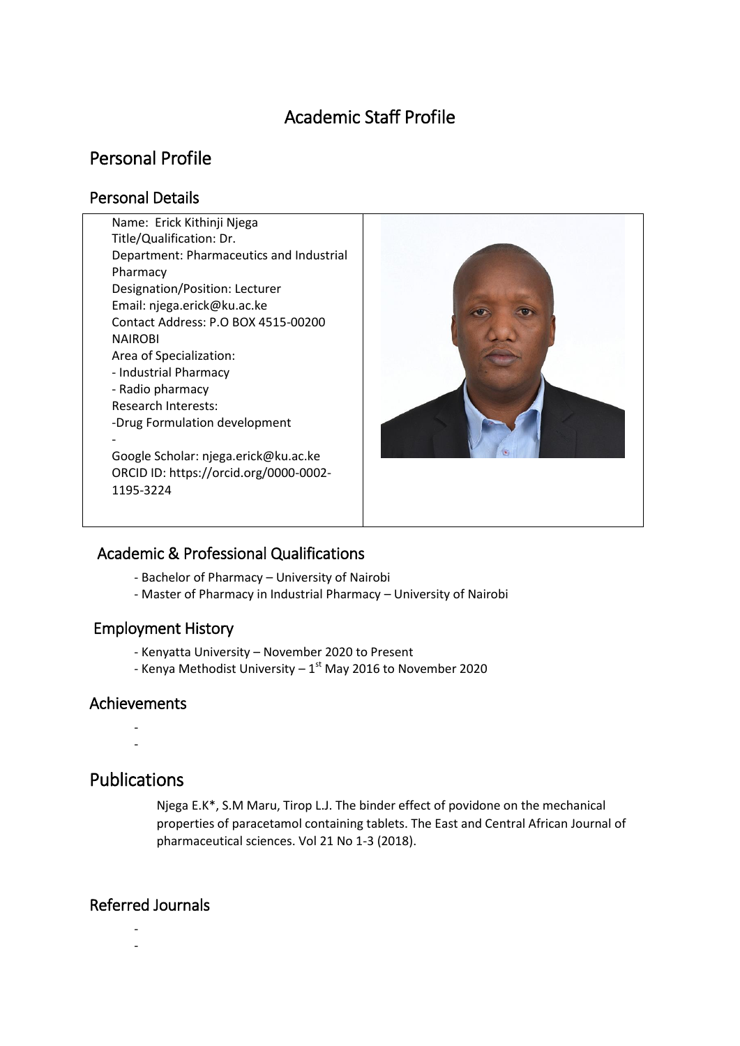# Academic Staff Profile

# Personal Profile

## Personal Details

Name: Erick Kithinji Njega
Title/Qualification: Dr.
Department: Pharmaceutics and Industrial Pharmacy
Designation/Position: Lecturer
Email: njega.erick@ku.ac.ke
Contact Address: P.O BOX 4515-00200 NAIROBI
Area of Specialization:
- Industrial Pharmacy
- Radio pharmacy

Research Interests:
- Drug Formulation development
- 

Google Scholar: njega.erick@ku.ac.ke
ORCID ID: https://orcid.org/0000-0002-1195-3224

## Academic & Professional Qualifications

- Bachelor of Pharmacy – University of Nairobi
- Master of Pharmacy in Industrial Pharmacy – University of Nairobi

## Employment History

- Kenyatta University – November 2020 to Present
- Kenya Methodist University – 1st May 2016 to November 2020

## Achievements

- 
- 

# Publications

Njega E.K*, S.M Maru, Tirop L.J. The binder effect of povidone on the mechanical properties of paracetamol containing tablets. The East and Central African Journal of pharmaceutical sciences. Vol 21 No 1-3 (2018).

## Referred Journals

- 
-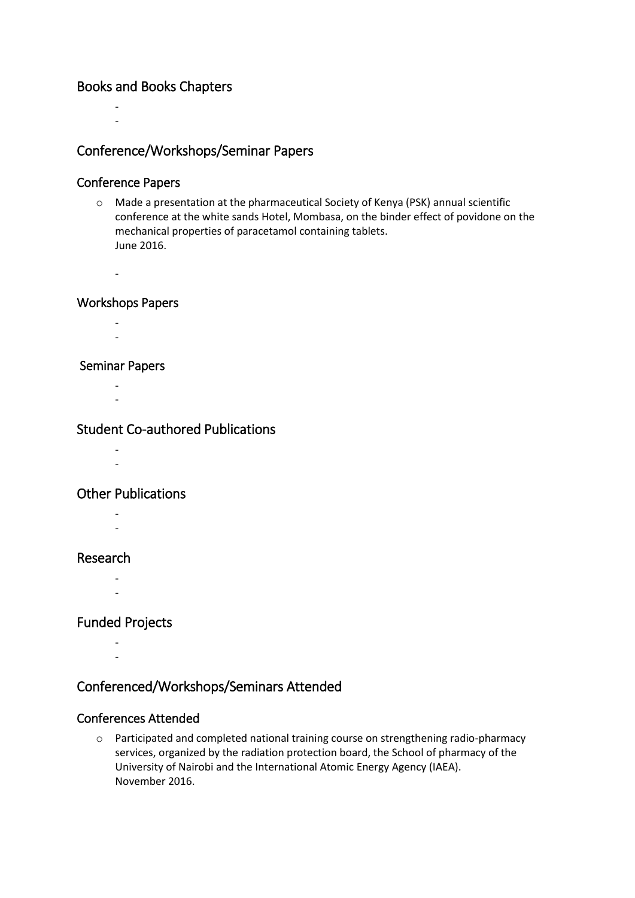## Books and Books Chapters

- 
- 

## Conference/Workshops/Seminar Papers

### Conference Papers

- Made a presentation at the pharmaceutical Society of Kenya (PSK) annual scientific conference at the white sands Hotel, Mombasa, on the binder effect of povidone on the mechanical properties of paracetamol containing tablets.
  June 2016.

- 

### Workshops Papers

- 
- 

### Seminar Papers

- 
- 

## Student Co-authored Publications

- 
- 

## Other Publications

- 
- 

## Research

- 
- 

## Funded Projects

- 
- 

## Conferenced/Workshops/Seminars Attended

### Conferences Attended

- Participated and completed national training course on strengthening radio-pharmacy services, organized by the radiation protection board, the School of pharmacy of the University of Nairobi and the International Atomic Energy Agency (IAEA).
  November 2016.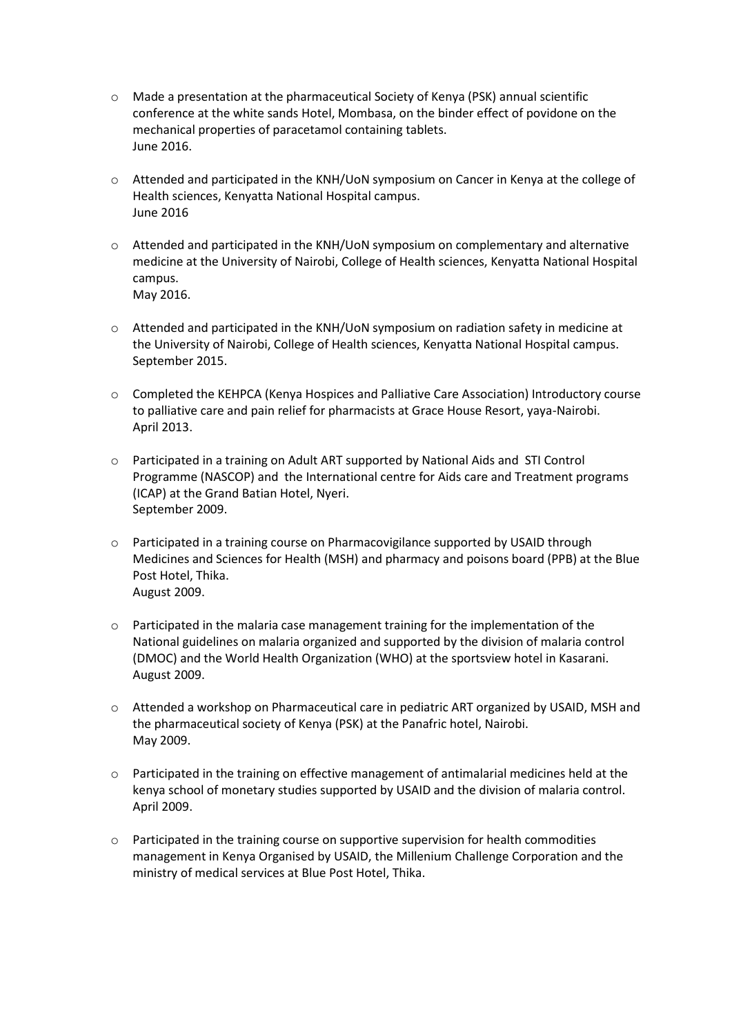- Made a presentation at the pharmaceutical Society of Kenya (PSK) annual scientific conference at the white sands Hotel, Mombasa, on the binder effect of povidone on the mechanical properties of paracetamol containing tablets.
  June 2016.

- Attended and participated in the KNH/UoN symposium on Cancer in Kenya at the college of Health sciences, Kenyatta National Hospital campus.
  June 2016

- Attended and participated in the KNH/UoN symposium on complementary and alternative medicine at the University of Nairobi, College of Health sciences, Kenyatta National Hospital campus.
  May 2016.

- Attended and participated in the KNH/UoN symposium on radiation safety in medicine at the University of Nairobi, College of Health sciences, Kenyatta National Hospital campus.
  September 2015.

- Completed the KEHPCA (Kenya Hospices and Palliative Care Association) Introductory course to palliative care and pain relief for pharmacists at Grace House Resort, yaya-Nairobi.
  April 2013.

- Participated in a training on Adult ART supported by National Aids and STI Control Programme (NASCOP) and the International centre for Aids care and Treatment programs (ICAP) at the Grand Batian Hotel, Nyeri.
  September 2009.

- Participated in a training course on Pharmacovigilance supported by USAID through Medicines and Sciences for Health (MSH) and pharmacy and poisons board (PPB) at the Blue Post Hotel, Thika.
  August 2009.

- Participated in the malaria case management training for the implementation of the National guidelines on malaria organized and supported by the division of malaria control (DMOC) and the World Health Organization (WHO) at the sportsview hotel in Kasarani.
  August 2009.

- Attended a workshop on Pharmaceutical care in pediatric ART organized by USAID, MSH and the pharmaceutical society of Kenya (PSK) at the Panafric hotel, Nairobi.
  May 2009.

- Participated in the training on effective management of antimalarial medicines held at the kenya school of monetary studies supported by USAID and the division of malaria control.
  April 2009.

- Participated in the training course on supportive supervision for health commodities management in Kenya Organised by USAID, the Millenium Challenge Corporation and the ministry of medical services at Blue Post Hotel, Thika.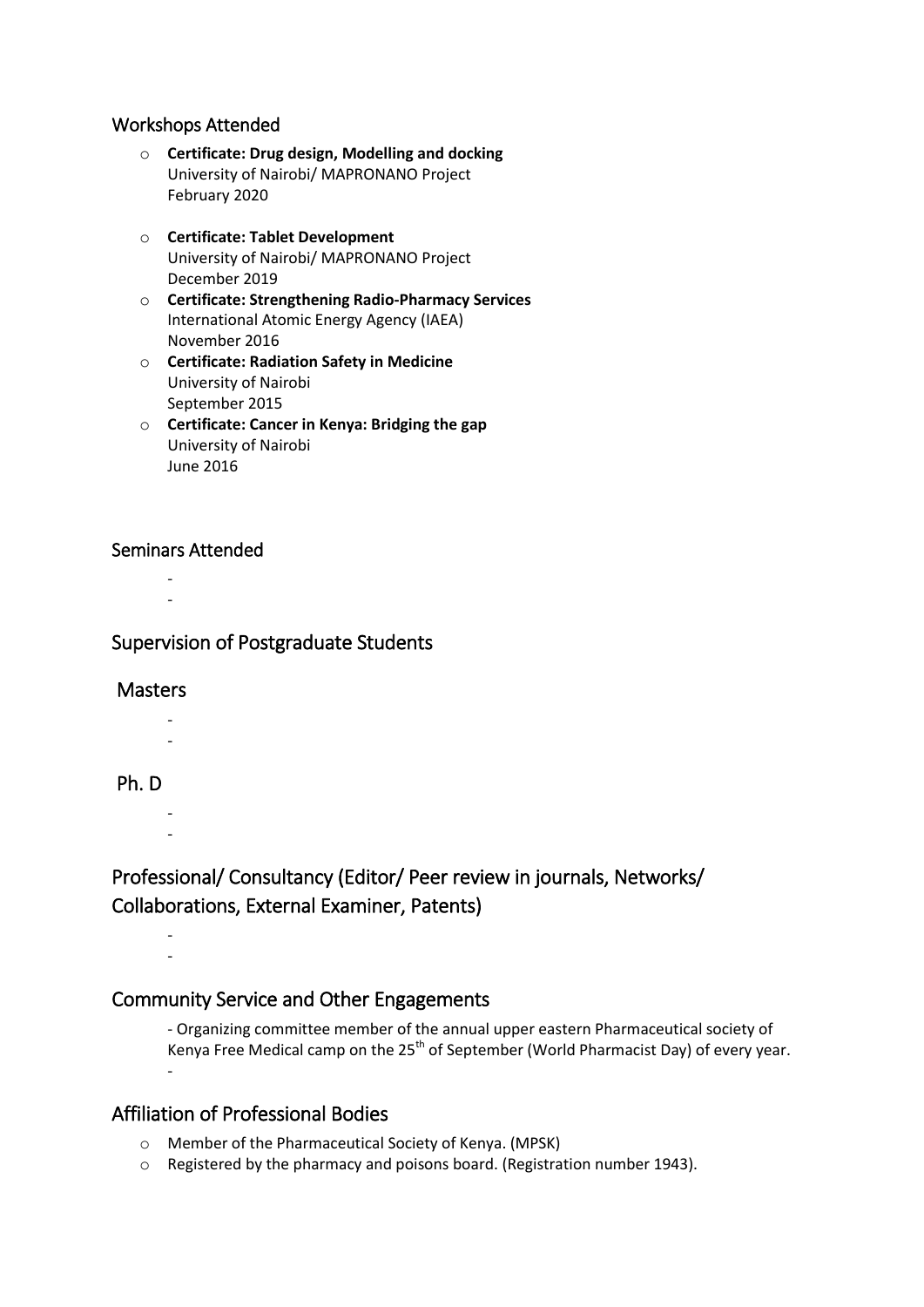## Workshops Attended

- **Certificate: Drug design, Modelling and docking**
  University of Nairobi/ MAPRONANO Project
  February 2020

- **Certificate: Tablet Development**
  University of Nairobi/ MAPRONANO Project
  December 2019
- **Certificate: Strengthening Radio-Pharmacy Services**
  International Atomic Energy Agency (IAEA)
  November 2016
- **Certificate: Radiation Safety in Medicine**
  University of Nairobi
  September 2015
- **Certificate: Cancer in Kenya: Bridging the gap**
  University of Nairobi
  June 2016

## Seminars Attended

-
-

## Supervision of Postgraduate Students

## Masters

-
-

## Ph. D

-
-

## Professional/ Consultancy (Editor/ Peer review in journals, Networks/ Collaborations, External Examiner, Patents)

-
-

## Community Service and Other Engagements

- Organizing committee member of the annual upper eastern Pharmaceutical society of Kenya Free Medical camp on the 25th of September (World Pharmacist Day) of every year.
-

## Affiliation of Professional Bodies

- Member of the Pharmaceutical Society of Kenya. (MPSK)
- Registered by the pharmacy and poisons board. (Registration number 1943).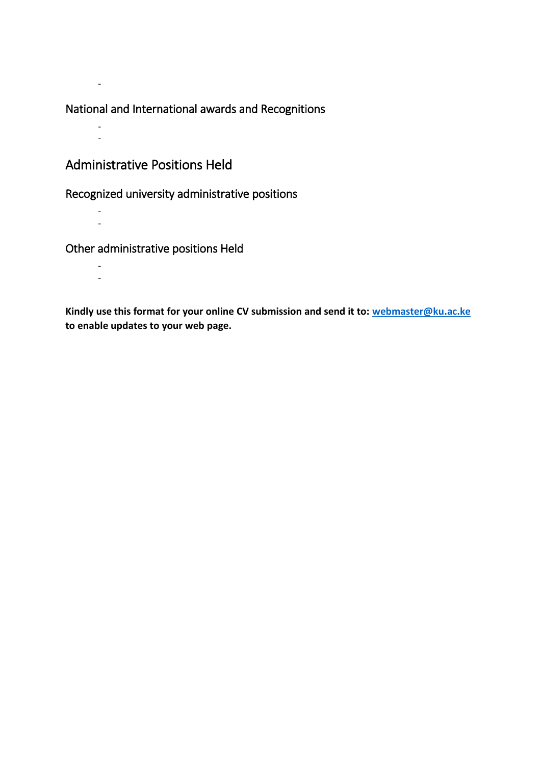-

## National and International awards and Recognitions

- 
- 

# Administrative Positions Held

## Recognized university administrative positions

- 
- 

## Other administrative positions Held

- 
- 

**Kindly use this format for your online CV submission and send it to: webmaster@ku.ac.ke to enable updates to your web page.**